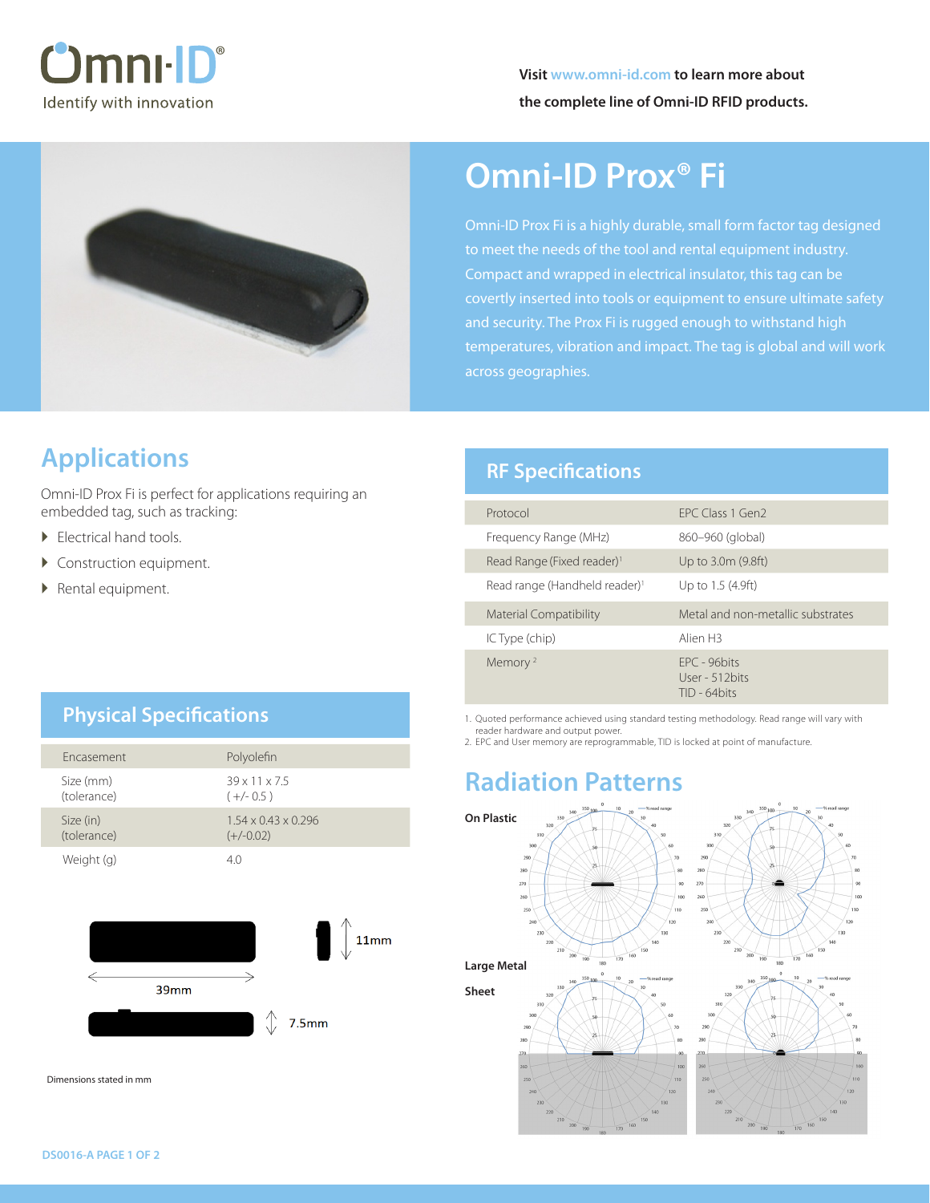Omni-ID®

Identify with innovation

**Visit www.omni-id.com to learn more about the complete line of Omni-ID RFID products.**

# Omni-ID Prox® Fi

Omni-ID Prox Fi is a highly durable, small form factor tag designed to meet the needs of the tool and rental equipment industry. Compact and wrapped in electrical insulator, this tag can be covertly inserted into tools or equipment to ensure ultimate safety and security. The Prox Fi is rugged enough to withstand high temperatures, vibration and impact. The tag is global and will work across geographies.

## Applications

Omni-ID Prox Fi is perfect for applications requiring an embedded tag, such as tracking:

- Electrical hand tools.
- Construction equipment.
- Rental equipment.

## Physical Specifications

| | |
|---|---|
| Encasement | Polyolefin |
| Size (mm) (tolerance) | 39 x 11 x 7.5 ( +/- 0.5 ) |
| Size (in) (tolerance) | 1.54 x 0.43 x 0.296 (+/-0.02) |
| Weight (g) | 4.0 |

39mm, 11mm, 7.5mm

Dimensions stated in mm

## RF Specifications

| | |
|---|---|
| Protocol | EPC Class 1 Gen2 |
| Frequency Range (MHz) | 860–960 (global) |
| Read Range (Fixed reader)[1] | Up to 3.0m (9.8ft) |
| Read range (Handheld reader)[1] | Up to 1.5 (4.9ft) |
| Material Compatibility | Metal and non-metallic substrates |
| IC Type (chip) | Alien H3 |
| Memory [2] | EPC - 96bits<br>User - 512bits<br>TID - 64bits |

1. Quoted performance achieved using standard testing methodology. Read range will vary with reader hardware and output power.
2. EPC and User memory are reprogrammable, TID is locked at point of manufacture.

## Radiation Patterns

**On Plastic**

**Large Metal Sheet**

DS0016-A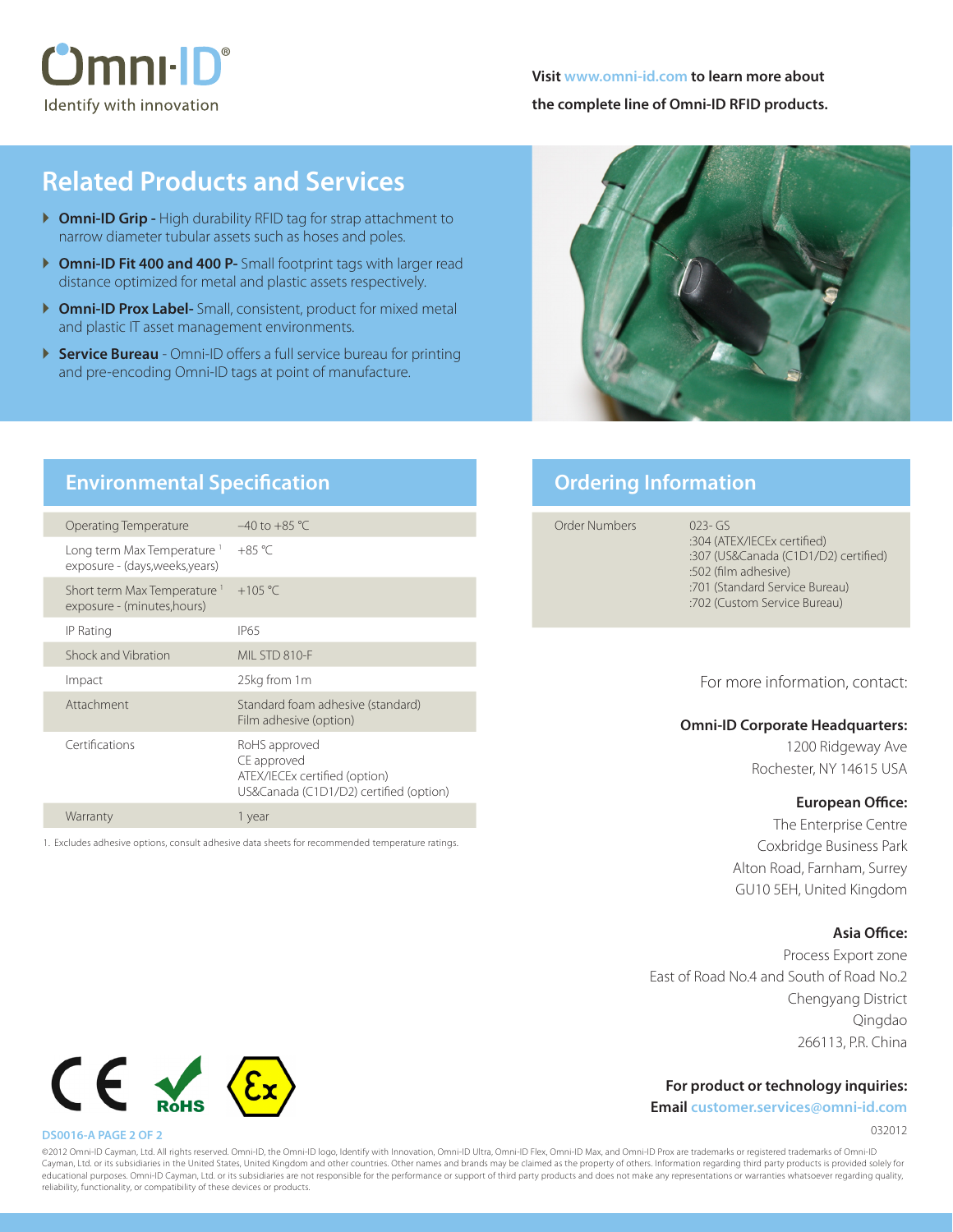Visit www.omni-id.com to learn more about the complete line of Omni-ID RFID products.

## Related Products and Services

- **Omni-ID Grip -** High durability RFID tag for strap attachment to narrow diameter tubular assets such as hoses and poles.
- **Omni-ID Fit 400 and 400 P-** Small footprint tags with larger read distance optimized for metal and plastic assets respectively.
- **Omni-ID Prox Label-** Small, consistent, product for mixed metal and plastic IT asset management environments.
- **Service Bureau** - Omni-ID offers a full service bureau for printing and pre-encoding Omni-ID tags at point of manufacture.

## Environmental Specification

| | |
|---|---|
| Operating Temperature | –40 to +85 °C |
| Long term Max Temperature [1] exposure - (days,weeks,years) | +85 °C |
| Short term Max Temperature [1] exposure - (minutes,hours) | +105 °C |
| IP Rating | IP65 |
| Shock and Vibration | MIL STD 810-F |
| Impact | 25kg from 1m |
| Attachment | Standard foam adhesive (standard)<br>Film adhesive (option) |
| Certifications | RoHS approved<br>CE approved<br>ATEX/IECEx certified (option)<br>US&Canada (C1D1/D2) certified (option) |
| Warranty | 1 year |

1. Excludes adhesive options, consult adhesive data sheets for recommended temperature ratings.

## Ordering Information

| | |
|---|---|
| Order Numbers | 023- GS<br>:304 (ATEX/IECEx certified)<br>:307 (US&Canada (C1D1/D2) certified)<br>:502 (film adhesive)<br>:701 (Standard Service Bureau)<br>:702 (Custom Service Bureau) |

For more information, contact:

**Omni-ID Corporate Headquarters:**
1200 Ridgeway Ave
Rochester, NY 14615 USA

**European Office:**
The Enterprise Centre
Coxbridge Business Park
Alton Road, Farnham, Surrey
GU10 5EH, United Kingdom

**Asia Office:**
Process Export zone
East of Road No.4 and South of Road No.2
Chengyang District
Qingdao
266113, P.R. China

**For product or technology inquiries:**
**Email** customer.services@omni-id.com

DS0016-A

032012

©2012 Omni-ID Cayman, Ltd. All rights reserved. Omni-ID, the Omni-ID logo, Identify with Innovation, Omni-ID Ultra, Omni-ID Flex, Omni-ID Max, and Omni-ID Prox are trademarks or registered trademarks of Omni-ID Cayman, Ltd. or its subsidiaries in the United States, United Kingdom and other countries. Other names and brands may be claimed as the property of others. Information regarding third party products is provided solely for educational purposes. Omni-ID Cayman, Ltd. or its subsidiaries are not responsible for the performance or support of third party products and does not make any representations or warranties whatsoever regarding quality, reliability, functionality, or compatibility of these devices or products.